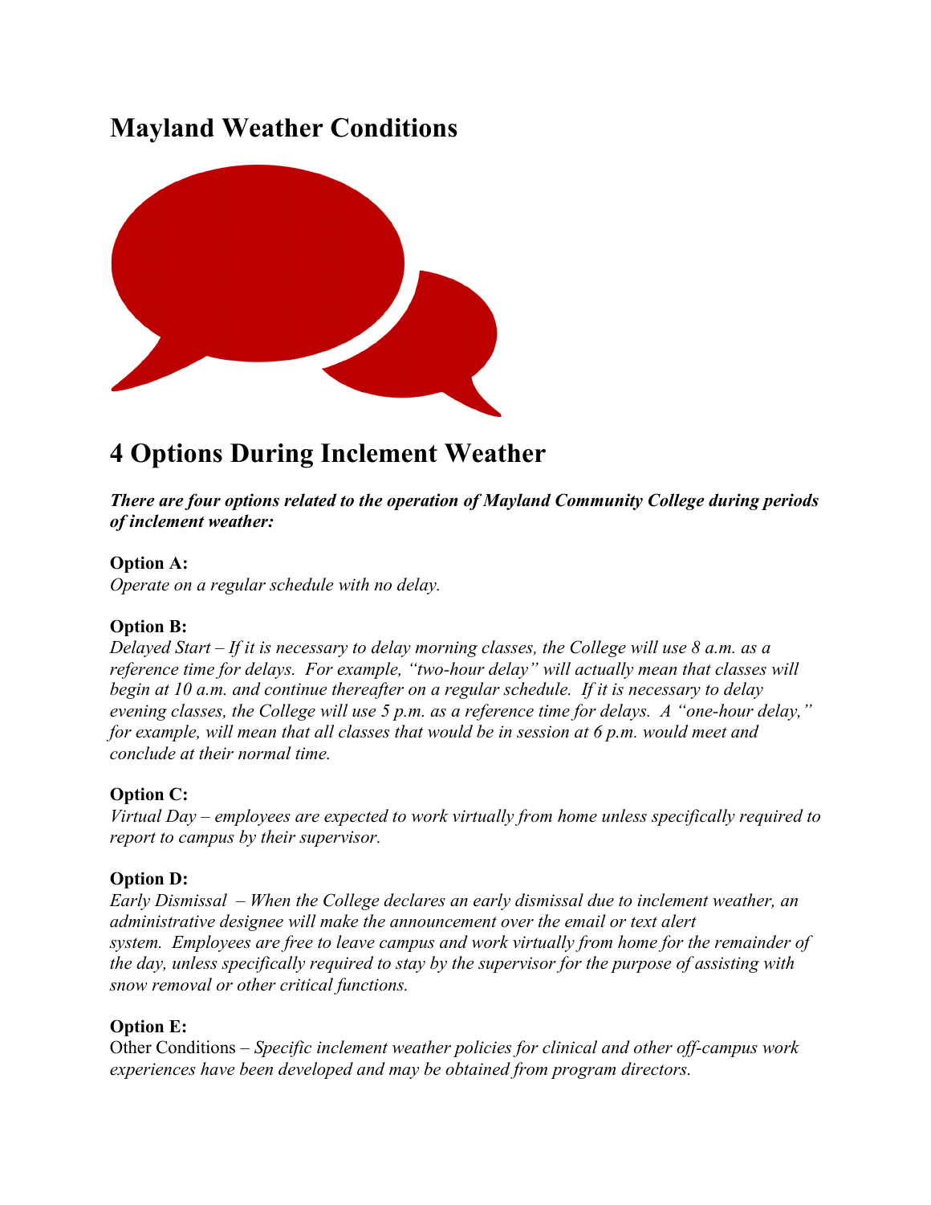# Mayland Weather Conditions

## 4 Options During Inclement Weather

***There are four options related to the operation of Mayland Community College during periods of inclement weather:***

**Option A:**
*Operate on a regular schedule with no delay.*

**Option B:**
*Delayed Start – If it is necessary to delay morning classes, the College will use 8 a.m. as a reference time for delays. For example, "two-hour delay" will actually mean that classes will begin at 10 a.m. and continue thereafter on a regular schedule. If it is necessary to delay evening classes, the College will use 5 p.m. as a reference time for delays. A "one-hour delay," for example, will mean that all classes that would be in session at 6 p.m. would meet and conclude at their normal time.*

**Option C:**
*Virtual Day – employees are expected to work virtually from home unless specifically required to report to campus by their supervisor.*

**Option D:**
*Early Dismissal – When the College declares an early dismissal due to inclement weather, an administrative designee will make the announcement over the email or text alert system. Employees are free to leave campus and work virtually from home for the remainder of the day, unless specifically required to stay by the supervisor for the purpose of assisting with snow removal or other critical functions.*

**Option E:**
Other Conditions – *Specific inclement weather policies for clinical and other off-campus work experiences have been developed and may be obtained from program directors.*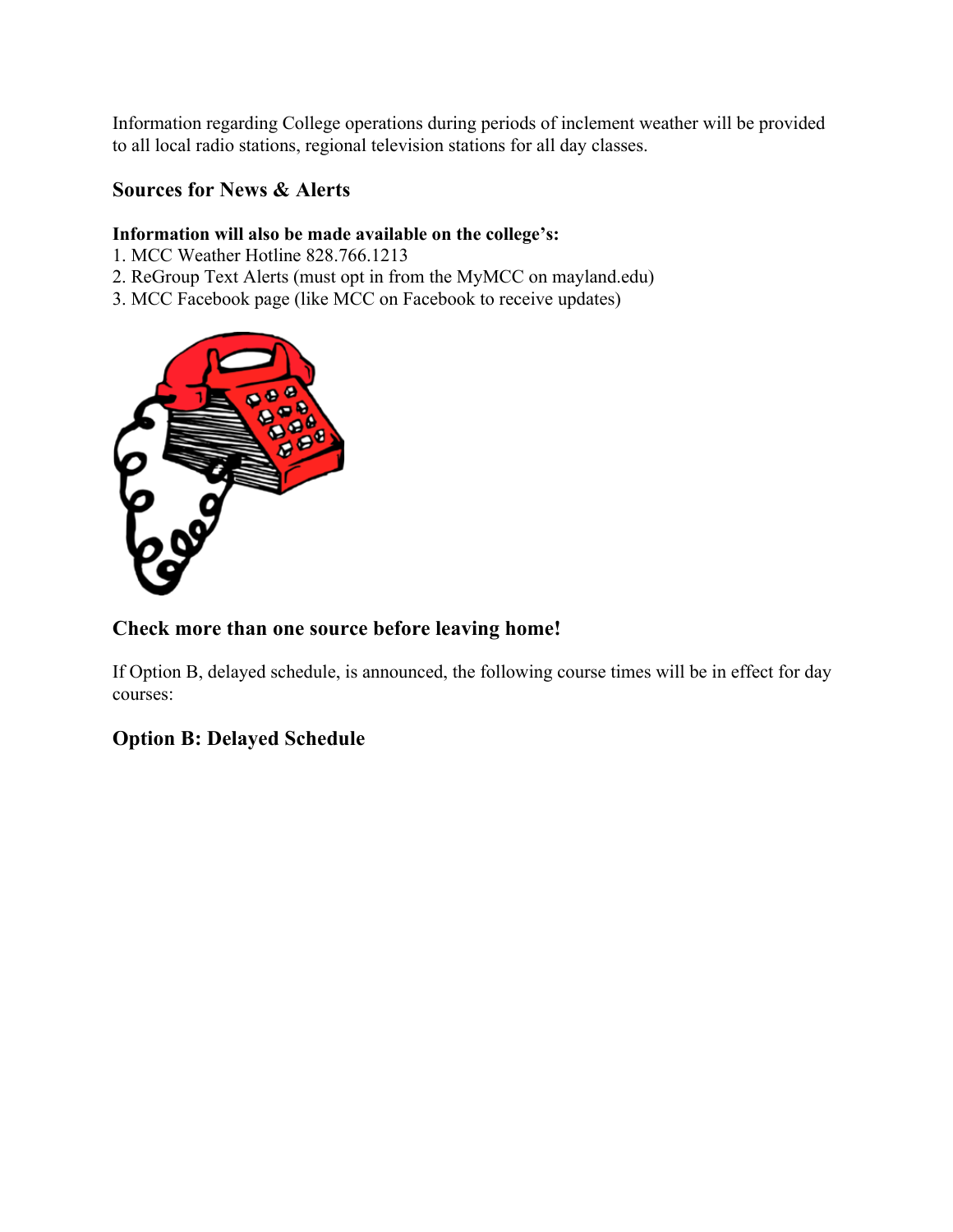Information regarding College operations during periods of inclement weather will be provided to all local radio stations, regional television stations for all day classes.

## Sources for News & Alerts

**Information will also be made available on the college's:**

1. MCC Weather Hotline 828.766.1213
2. ReGroup Text Alerts (must opt in from the MyMCC on mayland.edu)
3. MCC Facebook page (like MCC on Facebook to receive updates)

## Check more than one source before leaving home!

If Option B, delayed schedule, is announced, the following course times will be in effect for day courses:

## Option B: Delayed Schedule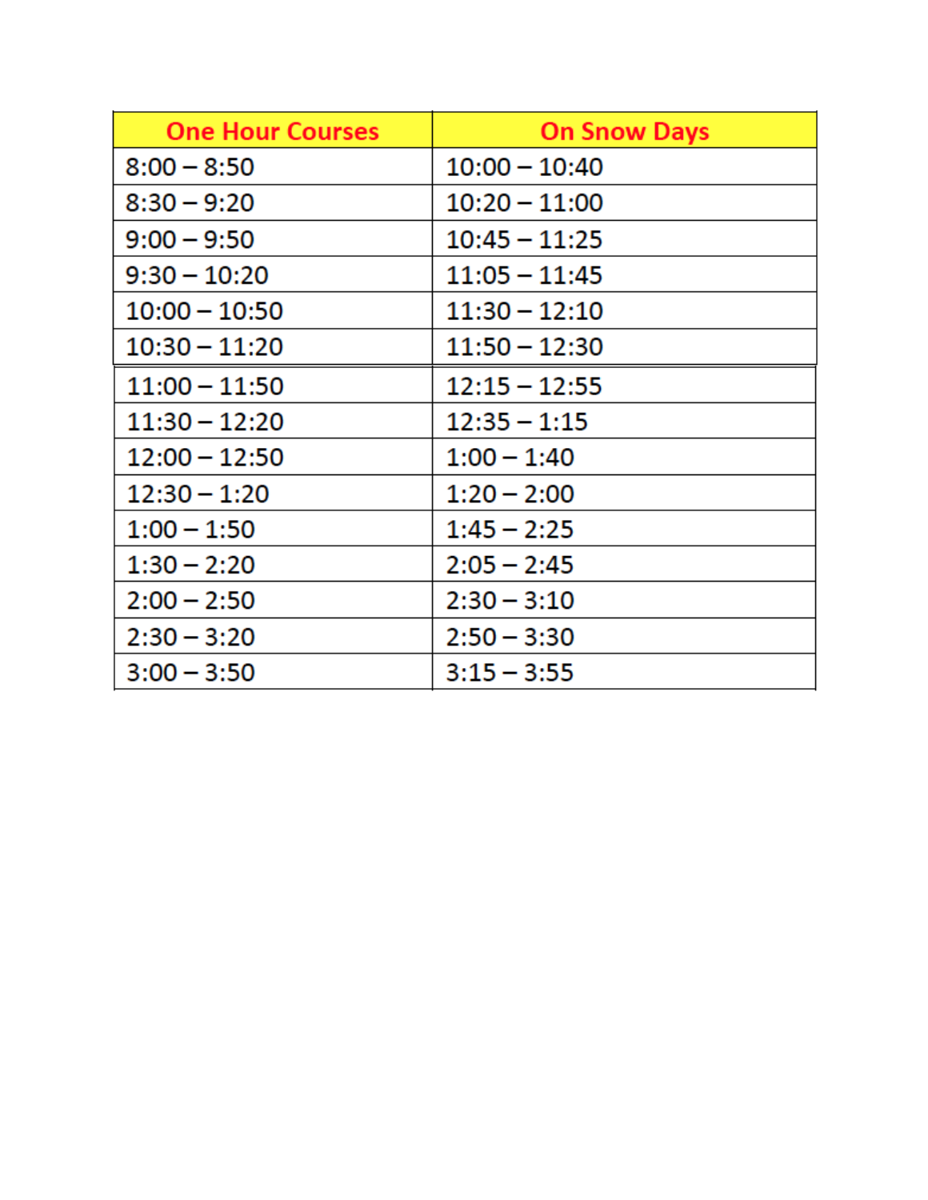| One Hour Courses | On Snow Days |
|---|---|
| 8:00 – 8:50 | 10:00 – 10:40 |
| 8:30 – 9:20 | 10:20 – 11:00 |
| 9:00 – 9:50 | 10:45 – 11:25 |
| 9:30 – 10:20 | 11:05 – 11:45 |
| 10:00 – 10:50 | 11:30 – 12:10 |
| 10:30 – 11:20 | 11:50 – 12:30 |
| 11:00 – 11:50 | 12:15 – 12:55 |
| 11:30 – 12:20 | 12:35 – 1:15 |
| 12:00 – 12:50 | 1:00 – 1:40 |
| 12:30 – 1:20 | 1:20 – 2:00 |
| 1:00 – 1:50 | 1:45 – 2:25 |
| 1:30 – 2:20 | 2:05 – 2:45 |
| 2:00 – 2:50 | 2:30 – 3:10 |
| 2:30 – 3:20 | 2:50 – 3:30 |
| 3:00 – 3:50 | 3:15 – 3:55 |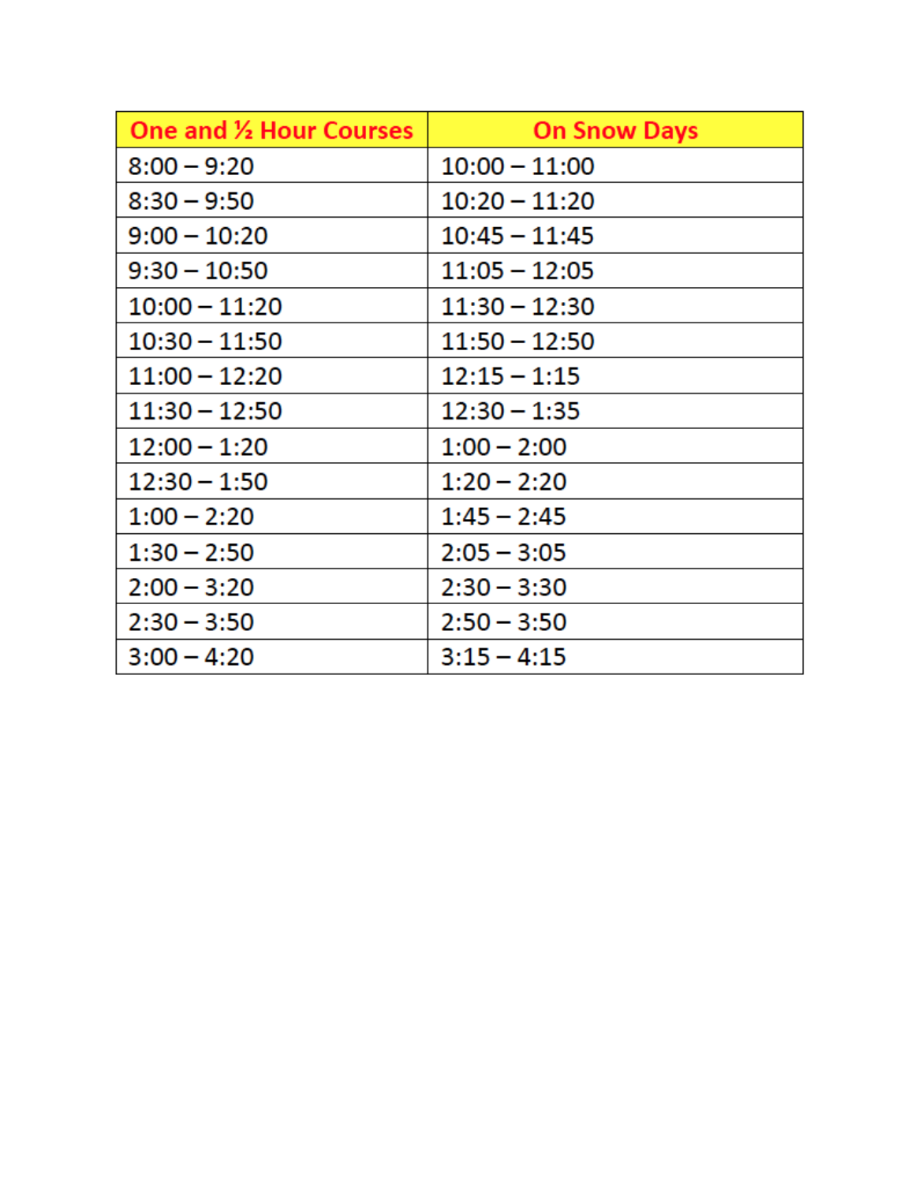| One and ½ Hour Courses | On Snow Days |
|---|---|
| 8:00 – 9:20 | 10:00 – 11:00 |
| 8:30 – 9:50 | 10:20 – 11:20 |
| 9:00 – 10:20 | 10:45 – 11:45 |
| 9:30 – 10:50 | 11:05 – 12:05 |
| 10:00 – 11:20 | 11:30 – 12:30 |
| 10:30 – 11:50 | 11:50 – 12:50 |
| 11:00 – 12:20 | 12:15 – 1:15 |
| 11:30 – 12:50 | 12:30 – 1:35 |
| 12:00 – 1:20 | 1:00 – 2:00 |
| 12:30 – 1:50 | 1:20 – 2:20 |
| 1:00 – 2:20 | 1:45 – 2:45 |
| 1:30 – 2:50 | 2:05 – 3:05 |
| 2:00 – 3:20 | 2:30 – 3:30 |
| 2:30 – 3:50 | 2:50 – 3:50 |
| 3:00 – 4:20 | 3:15 – 4:15 |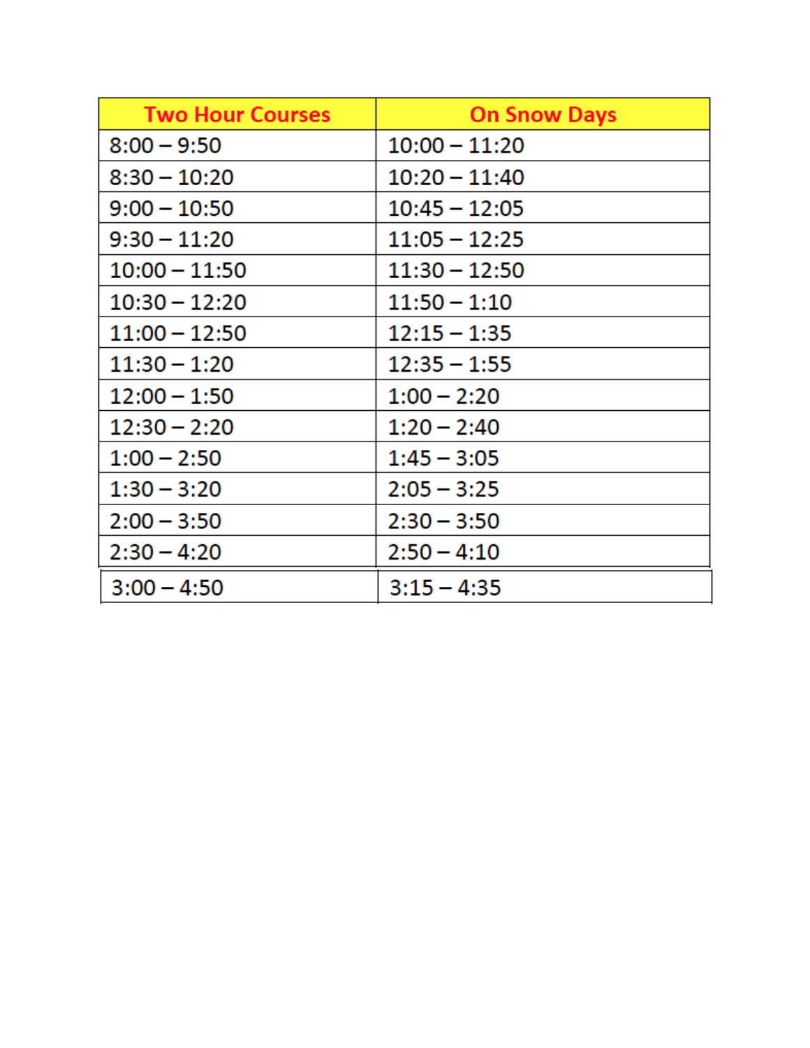| Two Hour Courses | On Snow Days |
| --- | --- |
| 8:00 – 9:50 | 10:00 – 11:20 |
| 8:30 – 10:20 | 10:20 – 11:40 |
| 9:00 – 10:50 | 10:45 – 12:05 |
| 9:30 – 11:20 | 11:05 – 12:25 |
| 10:00 – 11:50 | 11:30 – 12:50 |
| 10:30 – 12:20 | 11:50 – 1:10 |
| 11:00 – 12:50 | 12:15 – 1:35 |
| 11:30 – 1:20 | 12:35 – 1:55 |
| 12:00 – 1:50 | 1:00 – 2:20 |
| 12:30 – 2:20 | 1:20 – 2:40 |
| 1:00 – 2:50 | 1:45 – 3:05 |
| 1:30 – 3:20 | 2:05 – 3:25 |
| 2:00 – 3:50 | 2:30 – 3:50 |
| 2:30 – 4:20 | 2:50 – 4:10 |
| 3:00 – 4:50 | 3:15 – 4:35 |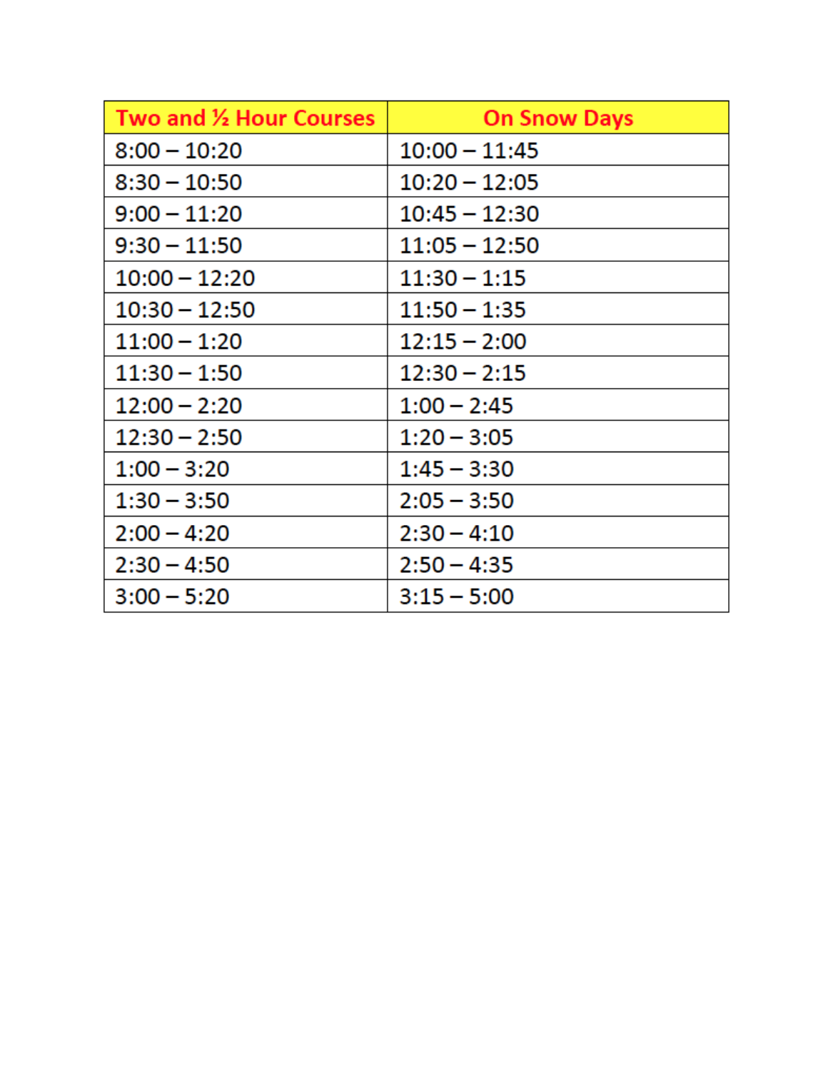| Two and ½ Hour Courses | On Snow Days |
|---|---|
| 8:00 – 10:20 | 10:00 – 11:45 |
| 8:30 – 10:50 | 10:20 – 12:05 |
| 9:00 – 11:20 | 10:45 – 12:30 |
| 9:30 – 11:50 | 11:05 – 12:50 |
| 10:00 – 12:20 | 11:30 – 1:15 |
| 10:30 – 12:50 | 11:50 – 1:35 |
| 11:00 – 1:20 | 12:15 – 2:00 |
| 11:30 – 1:50 | 12:30 – 2:15 |
| 12:00 – 2:20 | 1:00 – 2:45 |
| 12:30 – 2:50 | 1:20 – 3:05 |
| 1:00 – 3:20 | 1:45 – 3:30 |
| 1:30 – 3:50 | 2:05 – 3:50 |
| 2:00 – 4:20 | 2:30 – 4:10 |
| 2:30 – 4:50 | 2:50 – 4:35 |
| 3:00 – 5:20 | 3:15 – 5:00 |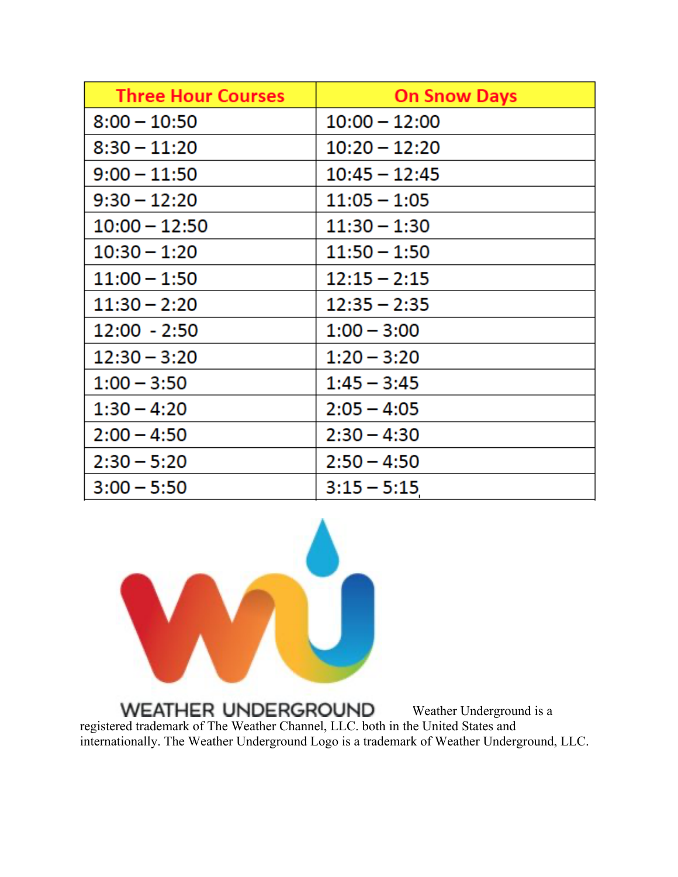| Three Hour Courses | On Snow Days |
|---|---|
| 8:00 – 10:50 | 10:00 – 12:00 |
| 8:30 – 11:20 | 10:20 – 12:20 |
| 9:00 – 11:50 | 10:45 – 12:45 |
| 9:30 – 12:20 | 11:05 – 1:05 |
| 10:00 – 12:50 | 11:30 – 1:30 |
| 10:30 – 1:20 | 11:50 – 1:50 |
| 11:00 – 1:50 | 12:15 – 2:15 |
| 11:30 – 2:20 | 12:35 – 2:35 |
| 12:00 - 2:50 | 1:00 – 3:00 |
| 12:30 – 3:20 | 1:20 – 3:20 |
| 1:00 – 3:50 | 1:45 – 3:45 |
| 1:30 – 4:20 | 2:05 – 4:05 |
| 2:00 – 4:50 | 2:30 – 4:30 |
| 2:30 – 5:20 | 2:50 – 4:50 |
| 3:00 – 5:50 | 3:15 – 5:15 |

WEATHER UNDERGROUND

Weather Underground is a registered trademark of The Weather Channel, LLC. both in the United States and internationally. The Weather Underground Logo is a trademark of Weather Underground, LLC.